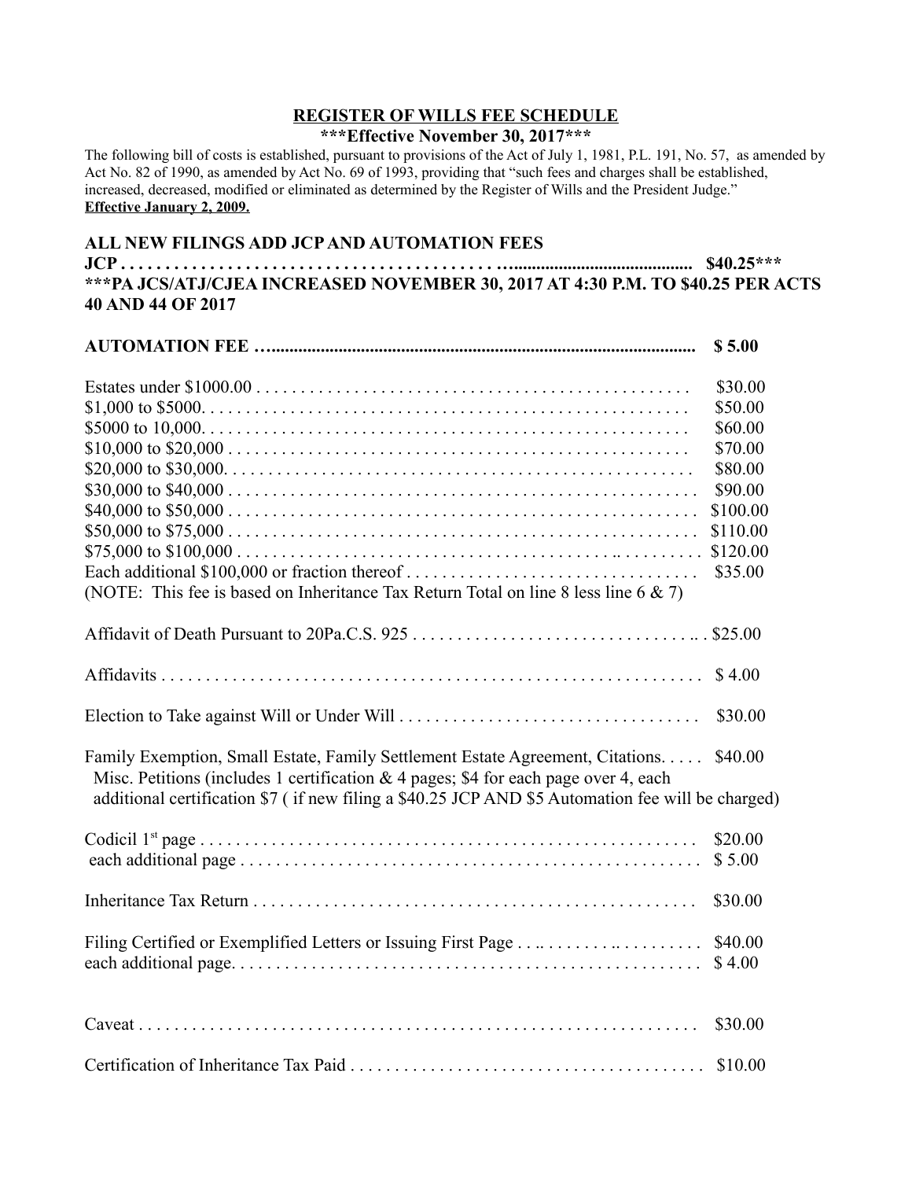# REGISTER OF WILLS FEE SCHEDULE

**\*\*\*Effective November 30, 2017\*\*\***

The following bill of costs is established, pursuant to provisions of the Act of July 1, 1981, P.L. 191, No. 57, as amended by Act No. 82 of 1990, as amended by Act No. 69 of 1993, providing that "such fees and charges shall be established, increased, decreased, modified or eliminated as determined by the Register of Wills and the President Judge."
**Effective January 2, 2009.**

**ALL NEW FILINGS ADD JCP AND AUTOMATION FEES**

**JCP . . . . . . . . . . . . . . . . . . . . . . . . . . . . . . . . . . . . . . . $40.25\*\*\***

**\*\*\*PA JCS/ATJ/CJEA INCREASED NOVEMBER 30, 2017 AT 4:30 P.M. TO $40.25 PER ACTS 40 AND 44 OF 2017**

**AUTOMATION FEE . . . . . . . . . . . . . . . . . . . . . . . . . . . . . . . $ 5.00**

| | |
|---|---|
| Estates under $1000.00 | $30.00 |
| $1,000 to $5000. | $50.00 |
| $5000 to 10,000. | $60.00 |
| $10,000 to $20,000 | $70.00 |
| $20,000 to $30,000. | $80.00 |
| $30,000 to $40,000 | $90.00 |
| $40,000 to $50,000 | $100.00 |
| $50,000 to $75,000 | $110.00 |
| $75,000 to $100,000 | $120.00 |
| Each additional $100,000 or fraction thereof | $35.00 |

(NOTE: This fee is based on Inheritance Tax Return Total on line 8 less line 6 & 7)

Affidavit of Death Pursuant to 20Pa.C.S. 925 . . . . . . . . . . . . . . . . . . . . $25.00

Affidavits . . . . . . . . . . . . . . . . . . . . . . . . . . . . . . . . . . . . . . $ 4.00

Election to Take against Will or Under Will . . . . . . . . . . . . . . . . . . . . $30.00

Family Exemption, Small Estate, Family Settlement Estate Agreement, Citations. . . . . $40.00
Misc. Petitions (includes 1 certification & 4 pages; $4 for each page over 4, each additional certification $7 ( if new filing a $40.25 JCP AND $5 Automation fee will be charged)

Codicil 1st page . . . . . . . . . . . . . . . . . . . . . . . . . . . . . . . . . . . $20.00
each additional page . . . . . . . . . . . . . . . . . . . . . . . . . . . . . . . . . $ 5.00

Inheritance Tax Return . . . . . . . . . . . . . . . . . . . . . . . . . . . . . . . . $30.00

Filing Certified or Exemplified Letters or Issuing First Page . . . . . . . . . . . . $40.00
each additional page. . . . . . . . . . . . . . . . . . . . . . . . . . . . . . . . . $ 4.00

Caveat . . . . . . . . . . . . . . . . . . . . . . . . . . . . . . . . . . . . . . . . $30.00

Certification of Inheritance Tax Paid . . . . . . . . . . . . . . . . . . . . . . . . $10.00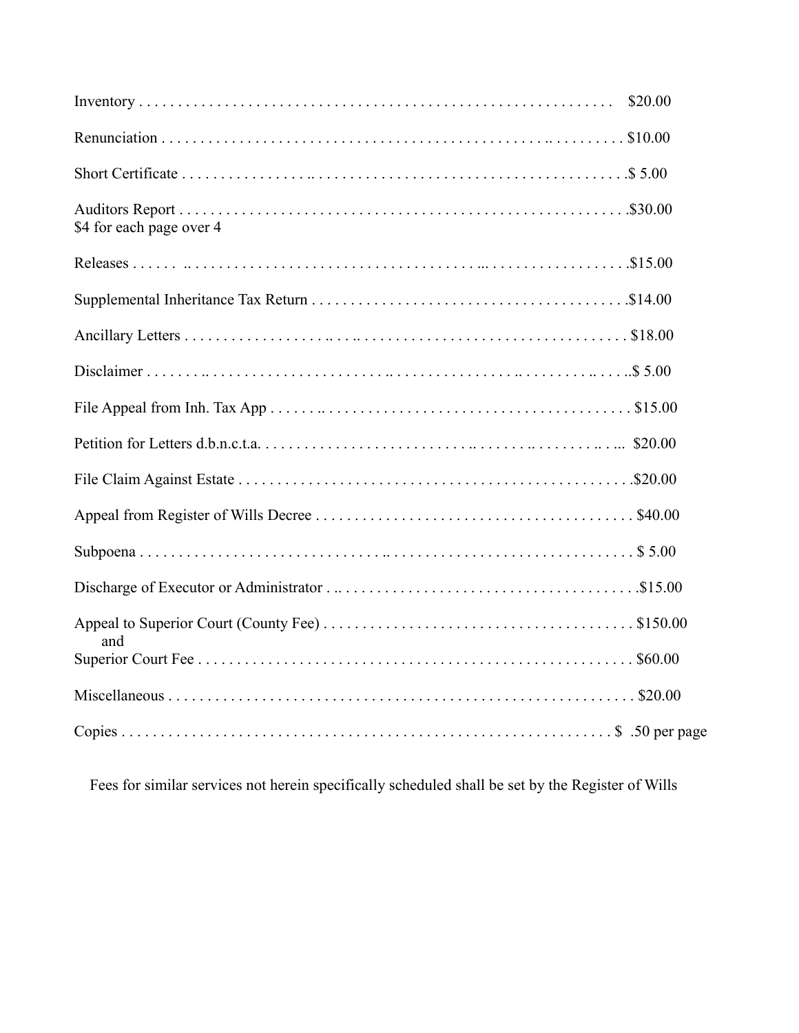| | |
|---|---|
| Inventory | $20.00 |
| Renunciation | $10.00 |
| Short Certificate | $ 5.00 |
| Auditors Report<br>$4 for each page over 4 | $30.00 |
| Releases | $15.00 |
| Supplemental Inheritance Tax Return | $14.00 |
| Ancillary Letters | $18.00 |
| Disclaimer | $ 5.00 |
| File Appeal from Inh. Tax App | $15.00 |
| Petition for Letters d.b.n.c.t.a. | $20.00 |
| File Claim Against Estate | $20.00 |
| Appeal from Register of Wills Decree | $40.00 |
| Subpoena | $ 5.00 |
| Discharge of Executor or Administrator | $15.00 |
| Appeal to Superior Court (County Fee)<br>and | $150.00 |
| Superior Court Fee | $60.00 |
| Miscellaneous | $20.00 |
| Copies | $ .50 per page |

Fees for similar services not herein specifically scheduled shall be set by the Register of Wills